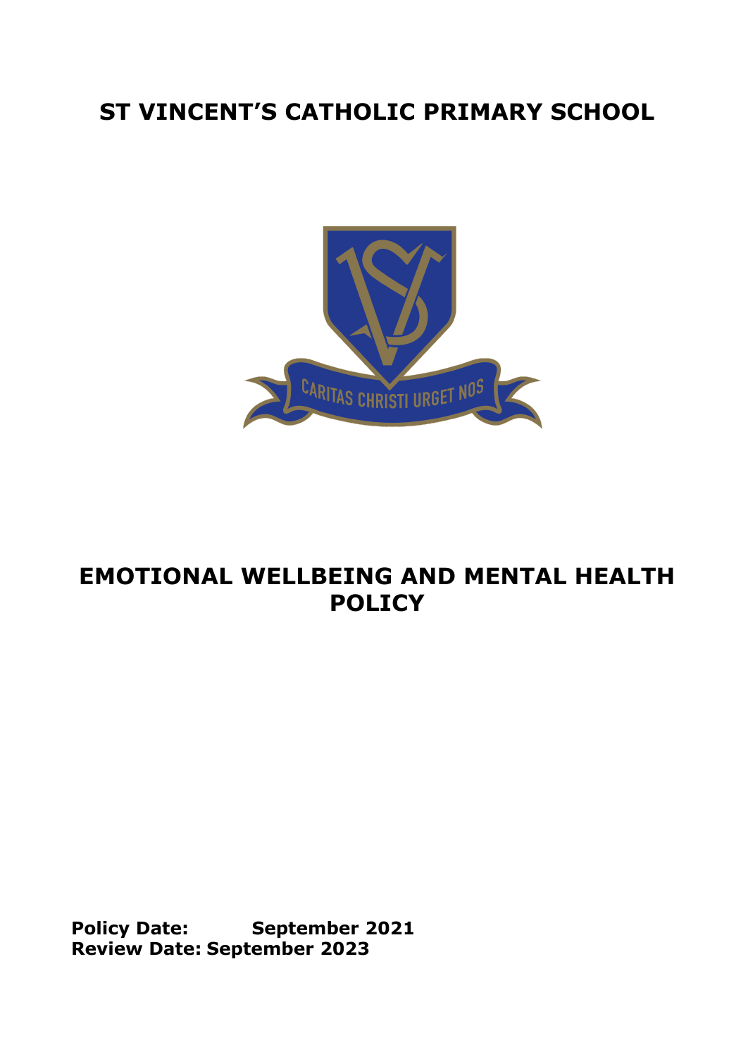# ST VINCENT'S CATHOLIC PRIMARY SCHOOL

CARITAS CHRISTI URGET NOS

# EMOTIONAL WELLBEING AND MENTAL HEALTH POLICY

**Policy Date: September 2021**
**Review Date: September 2023**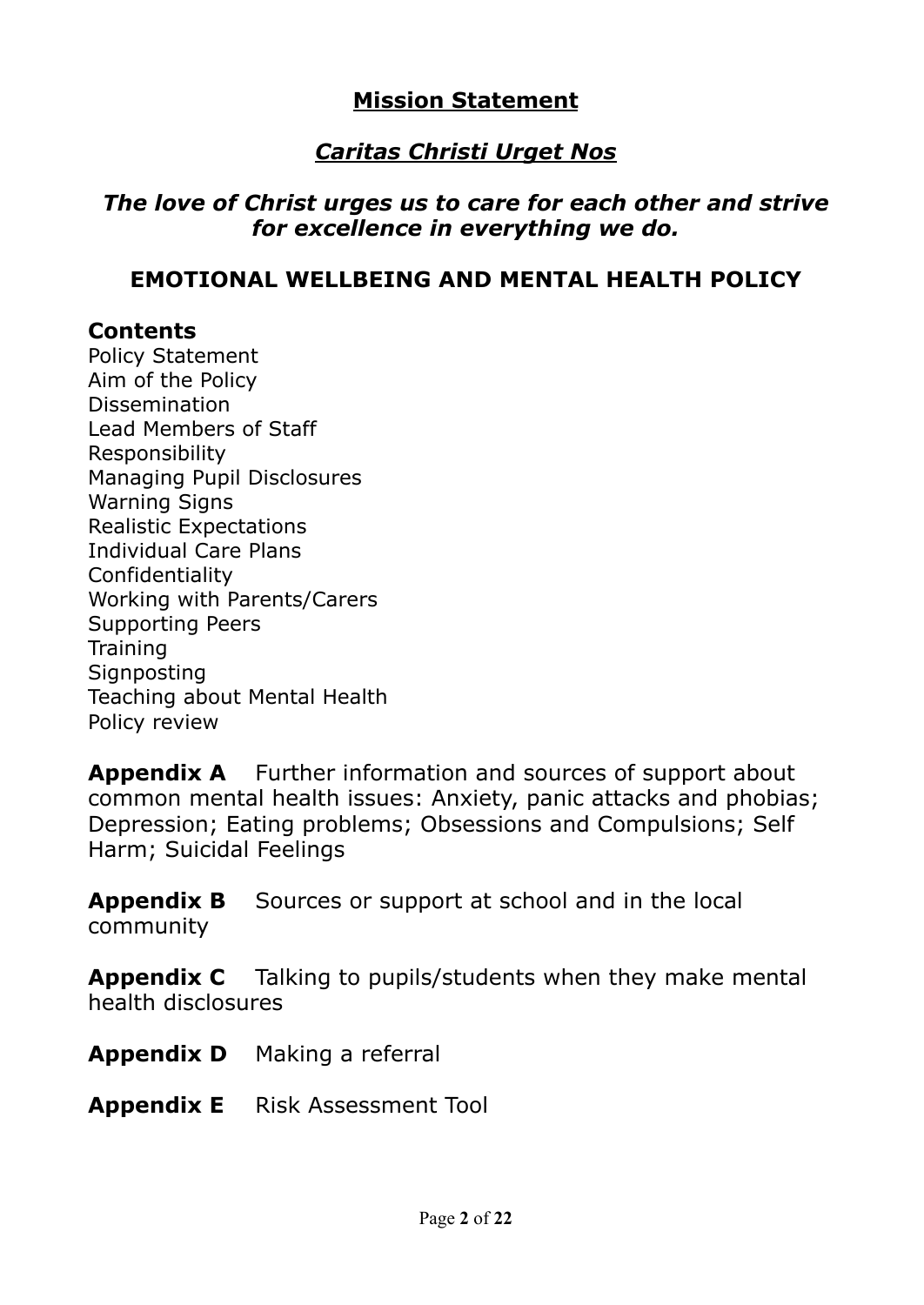## Mission Statement

## ***Caritas Christi Urget Nos***

### *The love of Christ urges us to care for each other and strive for excellence in everything we do.*

## EMOTIONAL WELLBEING AND MENTAL HEALTH POLICY

### Contents

Policy Statement
Aim of the Policy
Dissemination
Lead Members of Staff
Responsibility
Managing Pupil Disclosures
Warning Signs
Realistic Expectations
Individual Care Plans
Confidentiality
Working with Parents/Carers
Supporting Peers
Training
Signposting
Teaching about Mental Health
Policy review

**Appendix A** Further information and sources of support about common mental health issues: Anxiety, panic attacks and phobias; Depression; Eating problems; Obsessions and Compulsions; Self Harm; Suicidal Feelings

**Appendix B** Sources or support at school and in the local community

**Appendix C** Talking to pupils/students when they make mental health disclosures

**Appendix D** Making a referral

**Appendix E** Risk Assessment Tool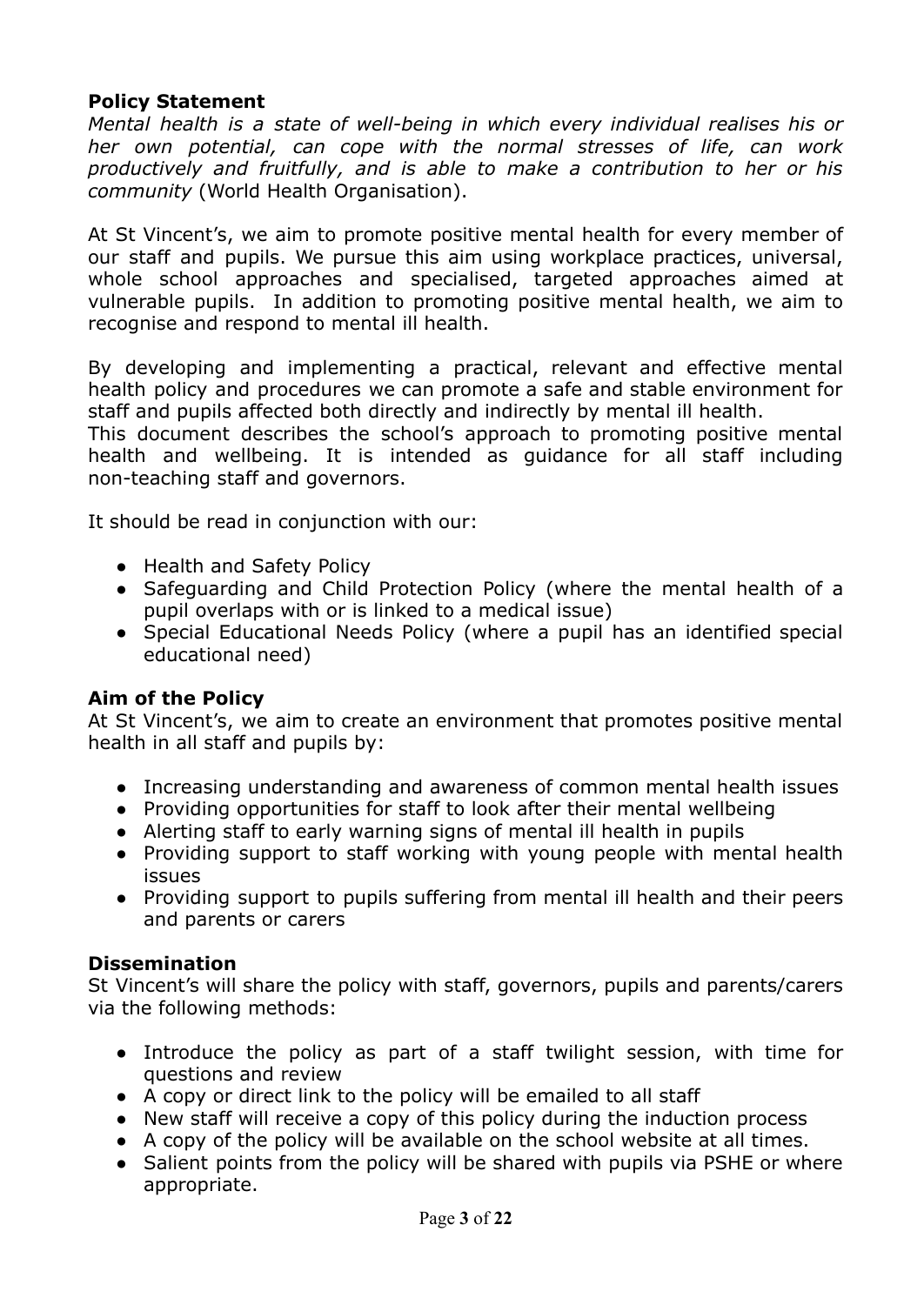## Policy Statement

*Mental health is a state of well-being in which every individual realises his or her own potential, can cope with the normal stresses of life, can work productively and fruitfully, and is able to make a contribution to her or his community* (World Health Organisation).

At St Vincent's, we aim to promote positive mental health for every member of our staff and pupils. We pursue this aim using workplace practices, universal, whole school approaches and specialised, targeted approaches aimed at vulnerable pupils. In addition to promoting positive mental health, we aim to recognise and respond to mental ill health.

By developing and implementing a practical, relevant and effective mental health policy and procedures we can promote a safe and stable environment for staff and pupils affected both directly and indirectly by mental ill health.
This document describes the school's approach to promoting positive mental health and wellbeing. It is intended as guidance for all staff including non-teaching staff and governors.

It should be read in conjunction with our:

- Health and Safety Policy
- Safeguarding and Child Protection Policy (where the mental health of a pupil overlaps with or is linked to a medical issue)
- Special Educational Needs Policy (where a pupil has an identified special educational need)

## Aim of the Policy

At St Vincent's, we aim to create an environment that promotes positive mental health in all staff and pupils by:

- Increasing understanding and awareness of common mental health issues
- Providing opportunities for staff to look after their mental wellbeing
- Alerting staff to early warning signs of mental ill health in pupils
- Providing support to staff working with young people with mental health issues
- Providing support to pupils suffering from mental ill health and their peers and parents or carers

## Dissemination

St Vincent's will share the policy with staff, governors, pupils and parents/carers via the following methods:

- Introduce the policy as part of a staff twilight session, with time for questions and review
- A copy or direct link to the policy will be emailed to all staff
- New staff will receive a copy of this policy during the induction process
- A copy of the policy will be available on the school website at all times.
- Salient points from the policy will be shared with pupils via PSHE or where appropriate.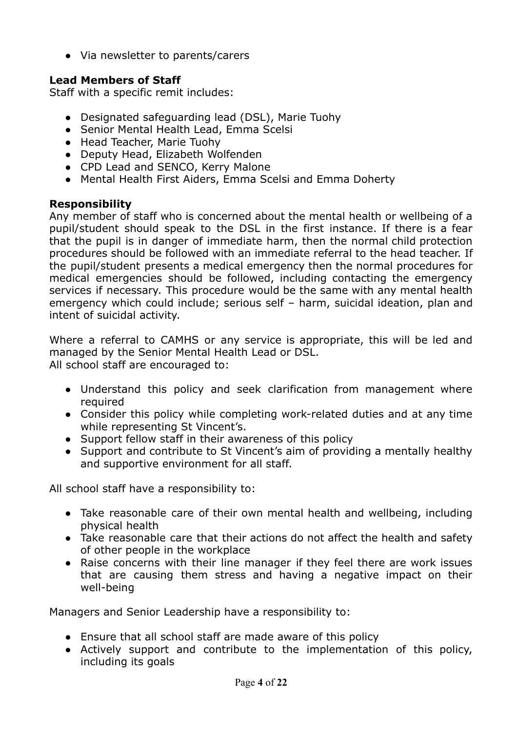- Via newsletter to parents/carers

**Lead Members of Staff**

Staff with a specific remit includes:

- Designated safeguarding lead (DSL), Marie Tuohy
- Senior Mental Health Lead, Emma Scelsi
- Head Teacher, Marie Tuohy
- Deputy Head, Elizabeth Wolfenden
- CPD Lead and SENCO, Kerry Malone
- Mental Health First Aiders, Emma Scelsi and Emma Doherty

**Responsibility**

Any member of staff who is concerned about the mental health or wellbeing of a pupil/student should speak to the DSL in the first instance. If there is a fear that the pupil is in danger of immediate harm, then the normal child protection procedures should be followed with an immediate referral to the head teacher. If the pupil/student presents a medical emergency then the normal procedures for medical emergencies should be followed, including contacting the emergency services if necessary. This procedure would be the same with any mental health emergency which could include; serious self – harm, suicidal ideation, plan and intent of suicidal activity.

Where a referral to CAMHS or any service is appropriate, this will be led and managed by the Senior Mental Health Lead or DSL.
All school staff are encouraged to:

- Understand this policy and seek clarification from management where required
- Consider this policy while completing work-related duties and at any time while representing St Vincent's.
- Support fellow staff in their awareness of this policy
- Support and contribute to St Vincent's aim of providing a mentally healthy and supportive environment for all staff.

All school staff have a responsibility to:

- Take reasonable care of their own mental health and wellbeing, including physical health
- Take reasonable care that their actions do not affect the health and safety of other people in the workplace
- Raise concerns with their line manager if they feel there are work issues that are causing them stress and having a negative impact on their well-being

Managers and Senior Leadership have a responsibility to:

- Ensure that all school staff are made aware of this policy
- Actively support and contribute to the implementation of this policy, including its goals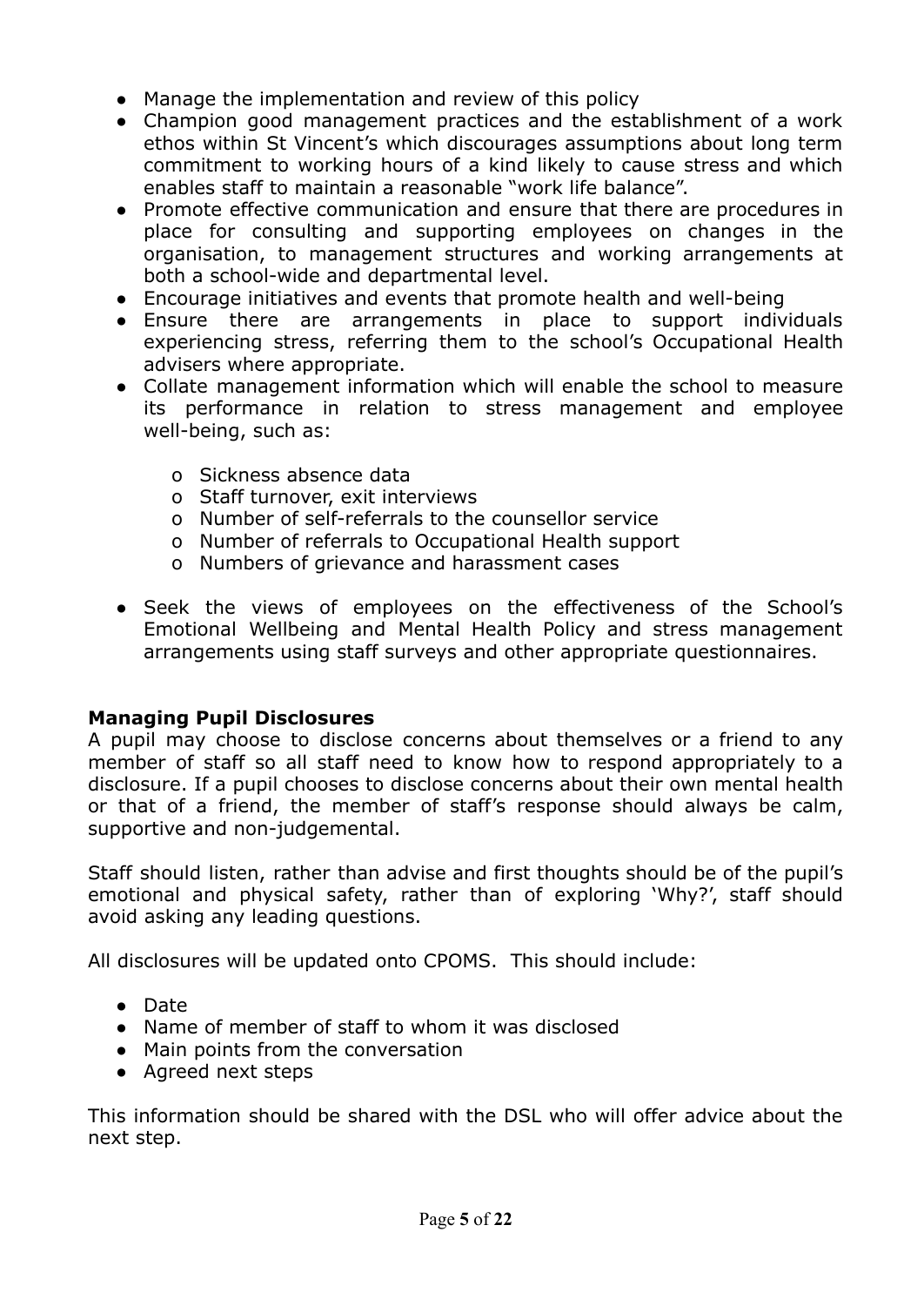- Manage the implementation and review of this policy
- Champion good management practices and the establishment of a work ethos within St Vincent's which discourages assumptions about long term commitment to working hours of a kind likely to cause stress and which enables staff to maintain a reasonable "work life balance".
- Promote effective communication and ensure that there are procedures in place for consulting and supporting employees on changes in the organisation, to management structures and working arrangements at both a school-wide and departmental level.
- Encourage initiatives and events that promote health and well-being
- Ensure there are arrangements in place to support individuals experiencing stress, referring them to the school's Occupational Health advisers where appropriate.
- Collate management information which will enable the school to measure its performance in relation to stress management and employee well-being, such as:
    - Sickness absence data
    - Staff turnover, exit interviews
    - Number of self-referrals to the counsellor service
    - Number of referrals to Occupational Health support
    - Numbers of grievance and harassment cases
- Seek the views of employees on the effectiveness of the School's Emotional Wellbeing and Mental Health Policy and stress management arrangements using staff surveys and other appropriate questionnaires.

**Managing Pupil Disclosures**

A pupil may choose to disclose concerns about themselves or a friend to any member of staff so all staff need to know how to respond appropriately to a disclosure. If a pupil chooses to disclose concerns about their own mental health or that of a friend, the member of staff's response should always be calm, supportive and non-judgemental.

Staff should listen, rather than advise and first thoughts should be of the pupil's emotional and physical safety, rather than of exploring 'Why?', staff should avoid asking any leading questions.

All disclosures will be updated onto CPOMS. This should include:

- Date
- Name of member of staff to whom it was disclosed
- Main points from the conversation
- Agreed next steps

This information should be shared with the DSL who will offer advice about the next step.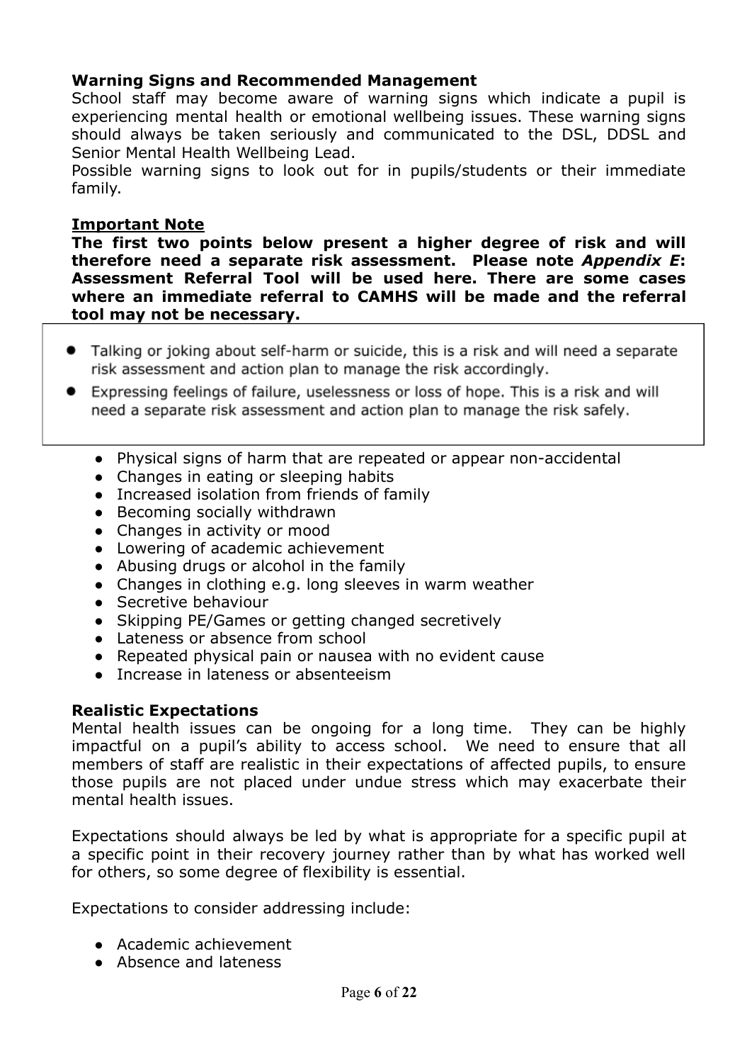**Warning Signs and Recommended Management**

School staff may become aware of warning signs which indicate a pupil is experiencing mental health or emotional wellbeing issues. These warning signs should always be taken seriously and communicated to the DSL, DDSL and Senior Mental Health Wellbeing Lead.

Possible warning signs to look out for in pupils/students or their immediate family.

**Important Note**

**The first two points below present a higher degree of risk and will therefore need a separate risk assessment. Please note *Appendix E*: Assessment Referral Tool will be used here. There are some cases where an immediate referral to CAMHS will be made and the referral tool may not be necessary.**

- Talking or joking about self-harm or suicide, this is a risk and will need a separate risk assessment and action plan to manage the risk accordingly.
- Expressing feelings of failure, uselessness or loss of hope. This is a risk and will need a separate risk assessment and action plan to manage the risk safely.

- Physical signs of harm that are repeated or appear non-accidental
- Changes in eating or sleeping habits
- Increased isolation from friends of family
- Becoming socially withdrawn
- Changes in activity or mood
- Lowering of academic achievement
- Abusing drugs or alcohol in the family
- Changes in clothing e.g. long sleeves in warm weather
- Secretive behaviour
- Skipping PE/Games or getting changed secretively
- Lateness or absence from school
- Repeated physical pain or nausea with no evident cause
- Increase in lateness or absenteeism

**Realistic Expectations**

Mental health issues can be ongoing for a long time. They can be highly impactful on a pupil's ability to access school. We need to ensure that all members of staff are realistic in their expectations of affected pupils, to ensure those pupils are not placed under undue stress which may exacerbate their mental health issues.

Expectations should always be led by what is appropriate for a specific pupil at a specific point in their recovery journey rather than by what has worked well for others, so some degree of flexibility is essential.

Expectations to consider addressing include:

- Academic achievement
- Absence and lateness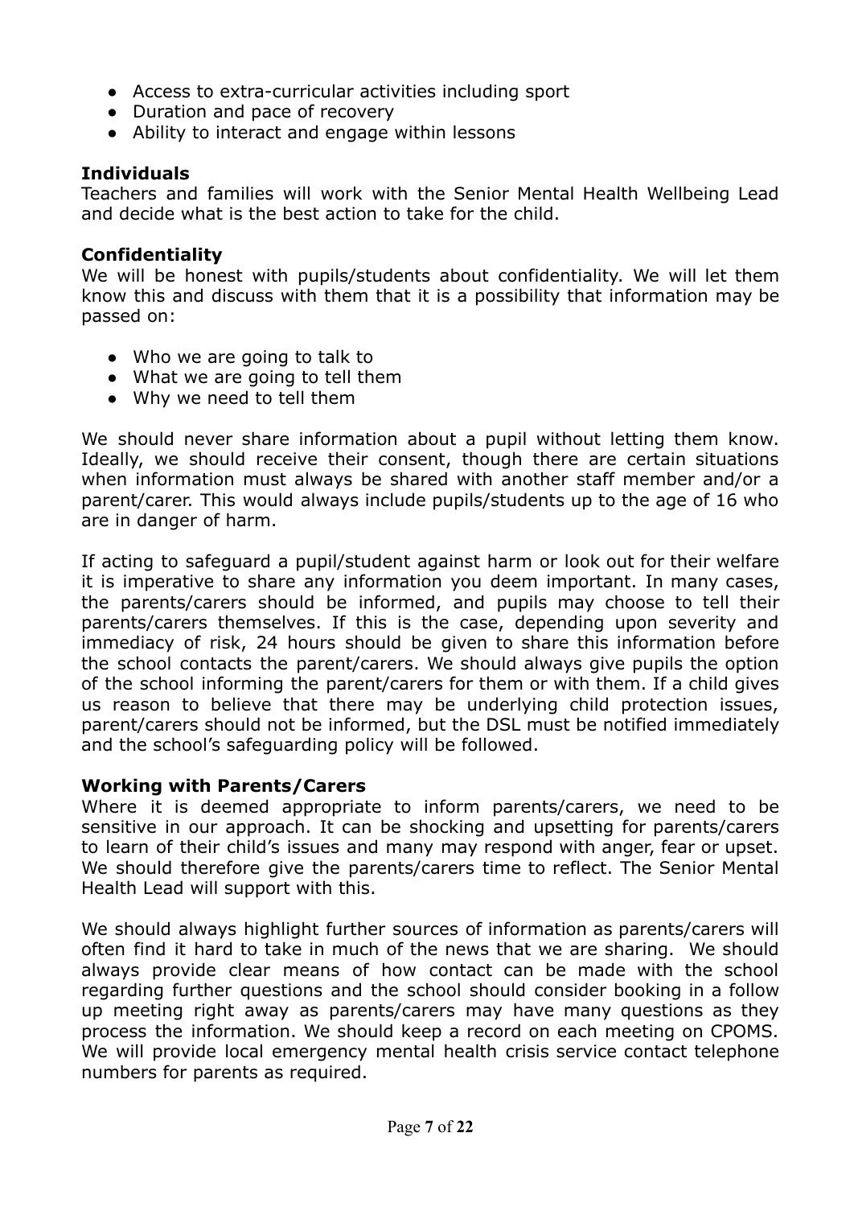- Access to extra-curricular activities including sport
- Duration and pace of recovery
- Ability to interact and engage within lessons

**Individuals**

Teachers and families will work with the Senior Mental Health Wellbeing Lead and decide what is the best action to take for the child.

**Confidentiality**

We will be honest with pupils/students about confidentiality. We will let them know this and discuss with them that it is a possibility that information may be passed on:

- Who we are going to talk to
- What we are going to tell them
- Why we need to tell them

We should never share information about a pupil without letting them know. Ideally, we should receive their consent, though there are certain situations when information must always be shared with another staff member and/or a parent/carer. This would always include pupils/students up to the age of 16 who are in danger of harm.

If acting to safeguard a pupil/student against harm or look out for their welfare it is imperative to share any information you deem important. In many cases, the parents/carers should be informed, and pupils may choose to tell their parents/carers themselves. If this is the case, depending upon severity and immediacy of risk, 24 hours should be given to share this information before the school contacts the parent/carers. We should always give pupils the option of the school informing the parent/carers for them or with them. If a child gives us reason to believe that there may be underlying child protection issues, parent/carers should not be informed, but the DSL must be notified immediately and the school's safeguarding policy will be followed.

**Working with Parents/Carers**

Where it is deemed appropriate to inform parents/carers, we need to be sensitive in our approach. It can be shocking and upsetting for parents/carers to learn of their child's issues and many may respond with anger, fear or upset. We should therefore give the parents/carers time to reflect. The Senior Mental Health Lead will support with this.

We should always highlight further sources of information as parents/carers will often find it hard to take in much of the news that we are sharing. We should always provide clear means of how contact can be made with the school regarding further questions and the school should consider booking in a follow up meeting right away as parents/carers may have many questions as they process the information. We should keep a record on each meeting on CPOMS. We will provide local emergency mental health crisis service contact telephone numbers for parents as required.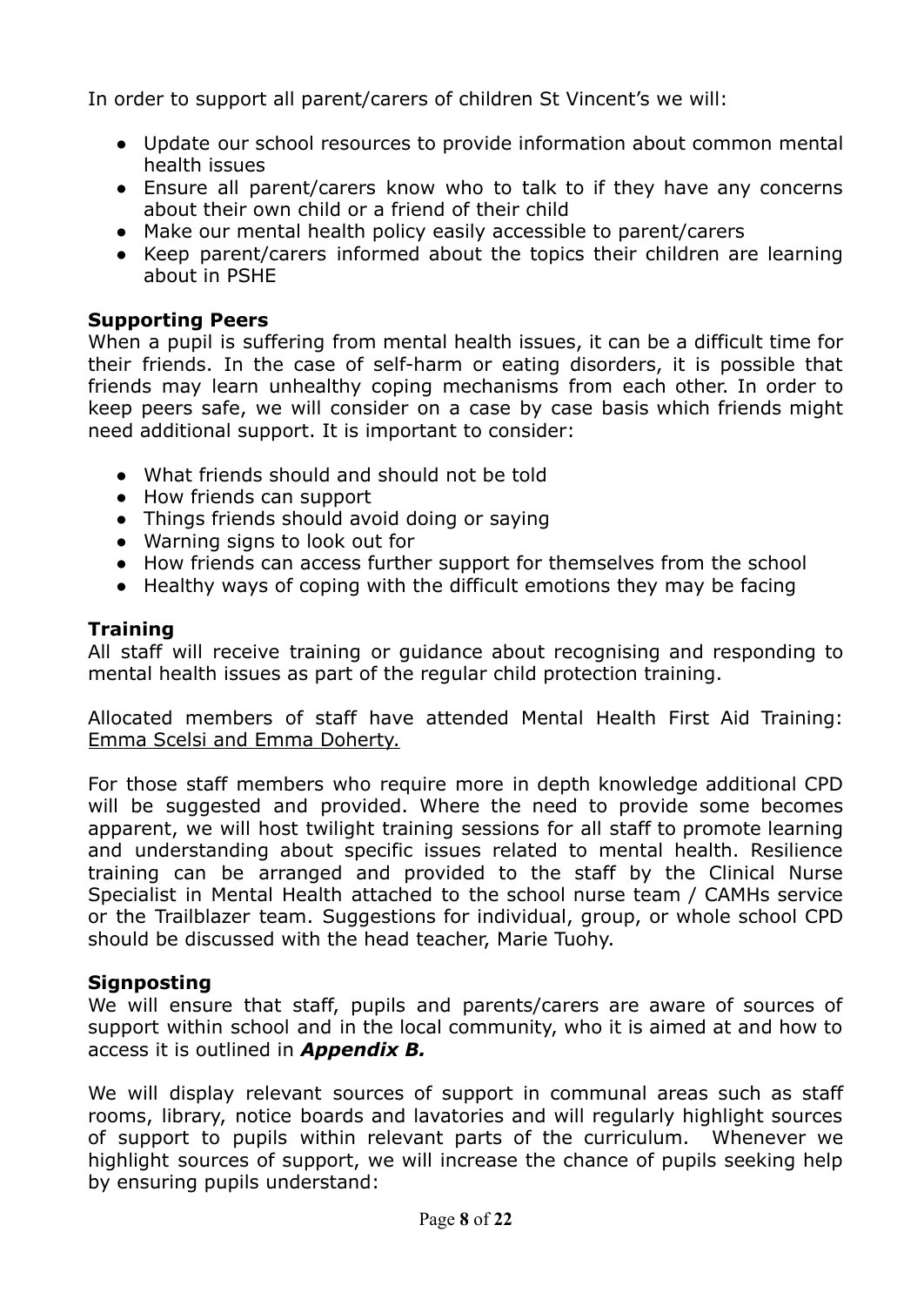In order to support all parent/carers of children St Vincent's we will:

- Update our school resources to provide information about common mental health issues
- Ensure all parent/carers know who to talk to if they have any concerns about their own child or a friend of their child
- Make our mental health policy easily accessible to parent/carers
- Keep parent/carers informed about the topics their children are learning about in PSHE

### Supporting Peers

When a pupil is suffering from mental health issues, it can be a difficult time for their friends. In the case of self-harm or eating disorders, it is possible that friends may learn unhealthy coping mechanisms from each other. In order to keep peers safe, we will consider on a case by case basis which friends might need additional support. It is important to consider:

- What friends should and should not be told
- How friends can support
- Things friends should avoid doing or saying
- Warning signs to look out for
- How friends can access further support for themselves from the school
- Healthy ways of coping with the difficult emotions they may be facing

### Training

All staff will receive training or guidance about recognising and responding to mental health issues as part of the regular child protection training.

Allocated members of staff have attended Mental Health First Aid Training: Emma Scelsi and Emma Doherty.

For those staff members who require more in depth knowledge additional CPD will be suggested and provided. Where the need to provide some becomes apparent, we will host twilight training sessions for all staff to promote learning and understanding about specific issues related to mental health. Resilience training can be arranged and provided to the staff by the Clinical Nurse Specialist in Mental Health attached to the school nurse team / CAMHs service or the Trailblazer team. Suggestions for individual, group, or whole school CPD should be discussed with the head teacher, Marie Tuohy.

### Signposting

We will ensure that staff, pupils and parents/carers are aware of sources of support within school and in the local community, who it is aimed at and how to access it is outlined in ***Appendix B.***

We will display relevant sources of support in communal areas such as staff rooms, library, notice boards and lavatories and will regularly highlight sources of support to pupils within relevant parts of the curriculum. Whenever we highlight sources of support, we will increase the chance of pupils seeking help by ensuring pupils understand: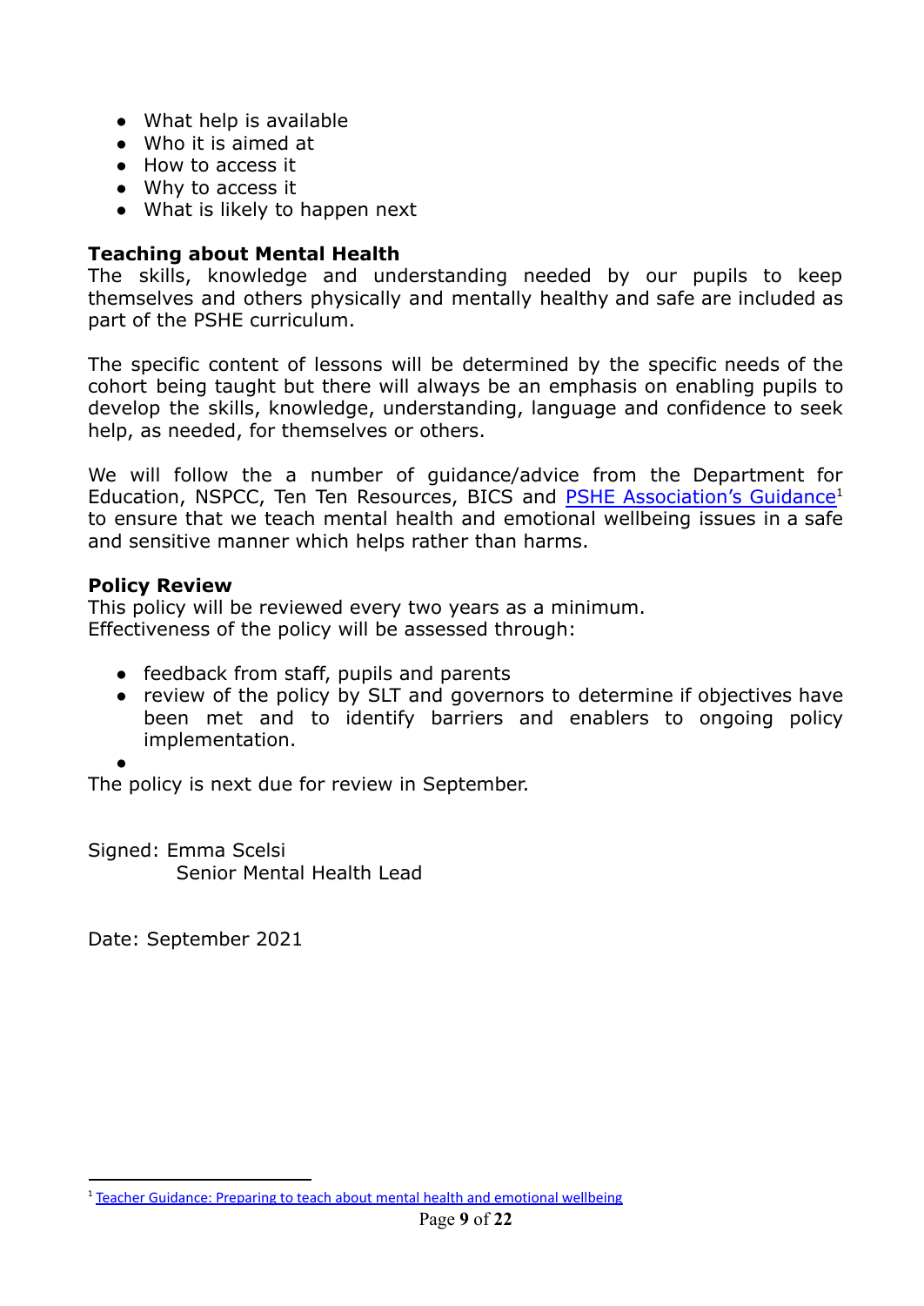- What help is available
- Who it is aimed at
- How to access it
- Why to access it
- What is likely to happen next

**Teaching about Mental Health**

The skills, knowledge and understanding needed by our pupils to keep themselves and others physically and mentally healthy and safe are included as part of the PSHE curriculum.

The specific content of lessons will be determined by the specific needs of the cohort being taught but there will always be an emphasis on enabling pupils to develop the skills, knowledge, understanding, language and confidence to seek help, as needed, for themselves or others.

We will follow the a number of guidance/advice from the Department for Education, NSPCC, Ten Ten Resources, BICS and PSHE Association's Guidance[1] to ensure that we teach mental health and emotional wellbeing issues in a safe and sensitive manner which helps rather than harms.

**Policy Review**

This policy will be reviewed every two years as a minimum.
Effectiveness of the policy will be assessed through:

- feedback from staff, pupils and parents
- review of the policy by SLT and governors to determine if objectives have been met and to identify barriers and enablers to ongoing policy implementation.

The policy is next due for review in September.

Signed: Emma Scelsi
Senior Mental Health Lead

Date: September 2021

[1] Teacher Guidance: Preparing to teach about mental health and emotional wellbeing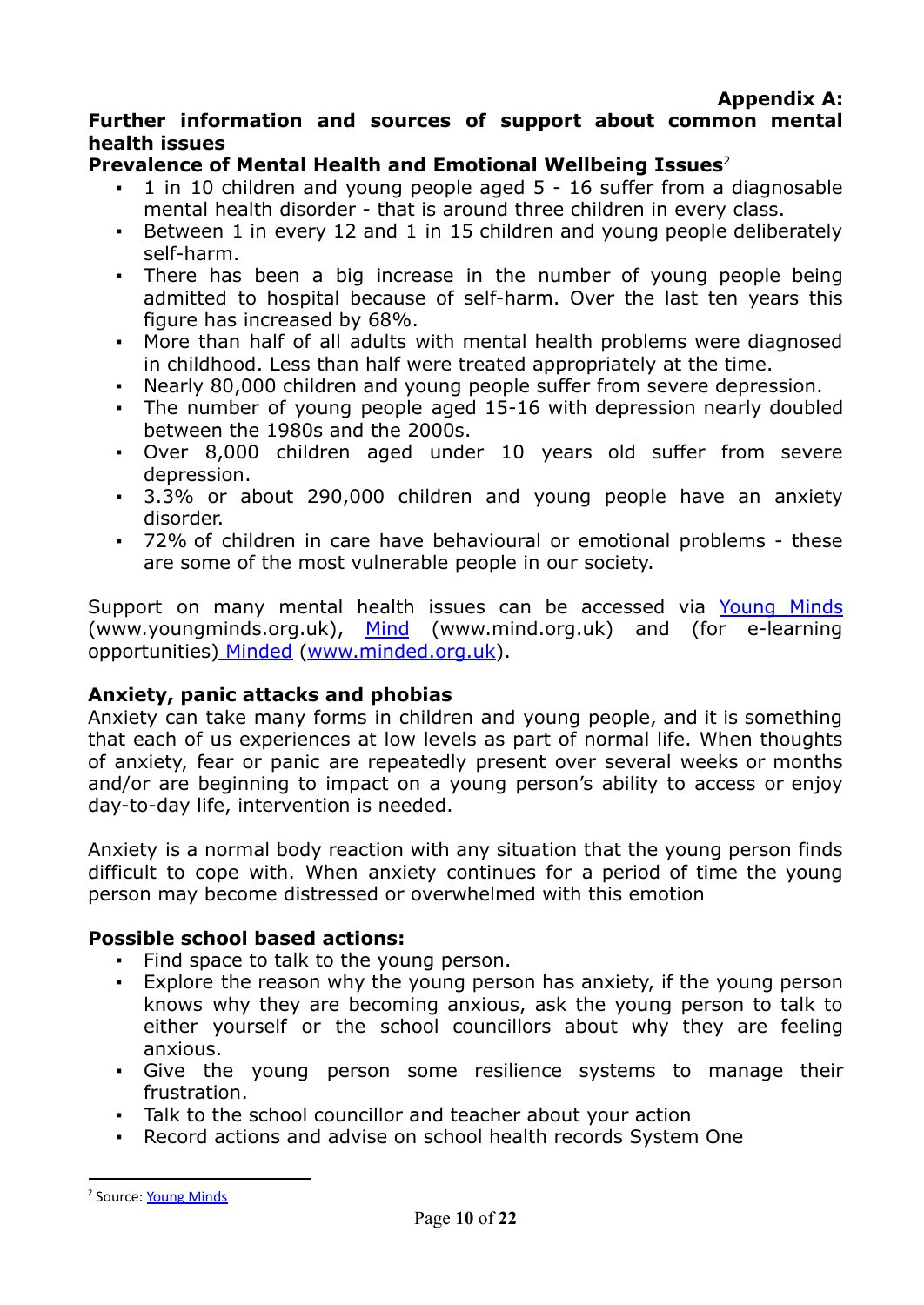**Appendix A:**

## Further information and sources of support about common mental health issues

### Prevalence of Mental Health and Emotional Wellbeing Issues[2]

- 1 in 10 children and young people aged 5 - 16 suffer from a diagnosable mental health disorder - that is around three children in every class.
- Between 1 in every 12 and 1 in 15 children and young people deliberately self-harm.
- There has been a big increase in the number of young people being admitted to hospital because of self-harm. Over the last ten years this figure has increased by 68%.
- More than half of all adults with mental health problems were diagnosed in childhood. Less than half were treated appropriately at the time.
- Nearly 80,000 children and young people suffer from severe depression.
- The number of young people aged 15-16 with depression nearly doubled between the 1980s and the 2000s.
- Over 8,000 children aged under 10 years old suffer from severe depression.
- 3.3% or about 290,000 children and young people have an anxiety disorder.
- 72% of children in care have behavioural or emotional problems - these are some of the most vulnerable people in our society.

Support on many mental health issues can be accessed via Young Minds (www.youngminds.org.uk), Mind (www.mind.org.uk) and (for e-learning opportunities) Minded (www.minded.org.uk).

### Anxiety, panic attacks and phobias

Anxiety can take many forms in children and young people, and it is something that each of us experiences at low levels as part of normal life. When thoughts of anxiety, fear or panic are repeatedly present over several weeks or months and/or are beginning to impact on a young person's ability to access or enjoy day-to-day life, intervention is needed.

Anxiety is a normal body reaction with any situation that the young person finds difficult to cope with. When anxiety continues for a period of time the young person may become distressed or overwhelmed with this emotion

**Possible school based actions:**

- Find space to talk to the young person.
- Explore the reason why the young person has anxiety, if the young person knows why they are becoming anxious, ask the young person to talk to either yourself or the school councillors about why they are feeling anxious.
- Give the young person some resilience systems to manage their frustration.
- Talk to the school councillor and teacher about your action
- Record actions and advise on school health records System One

---

[2] Source: Young Minds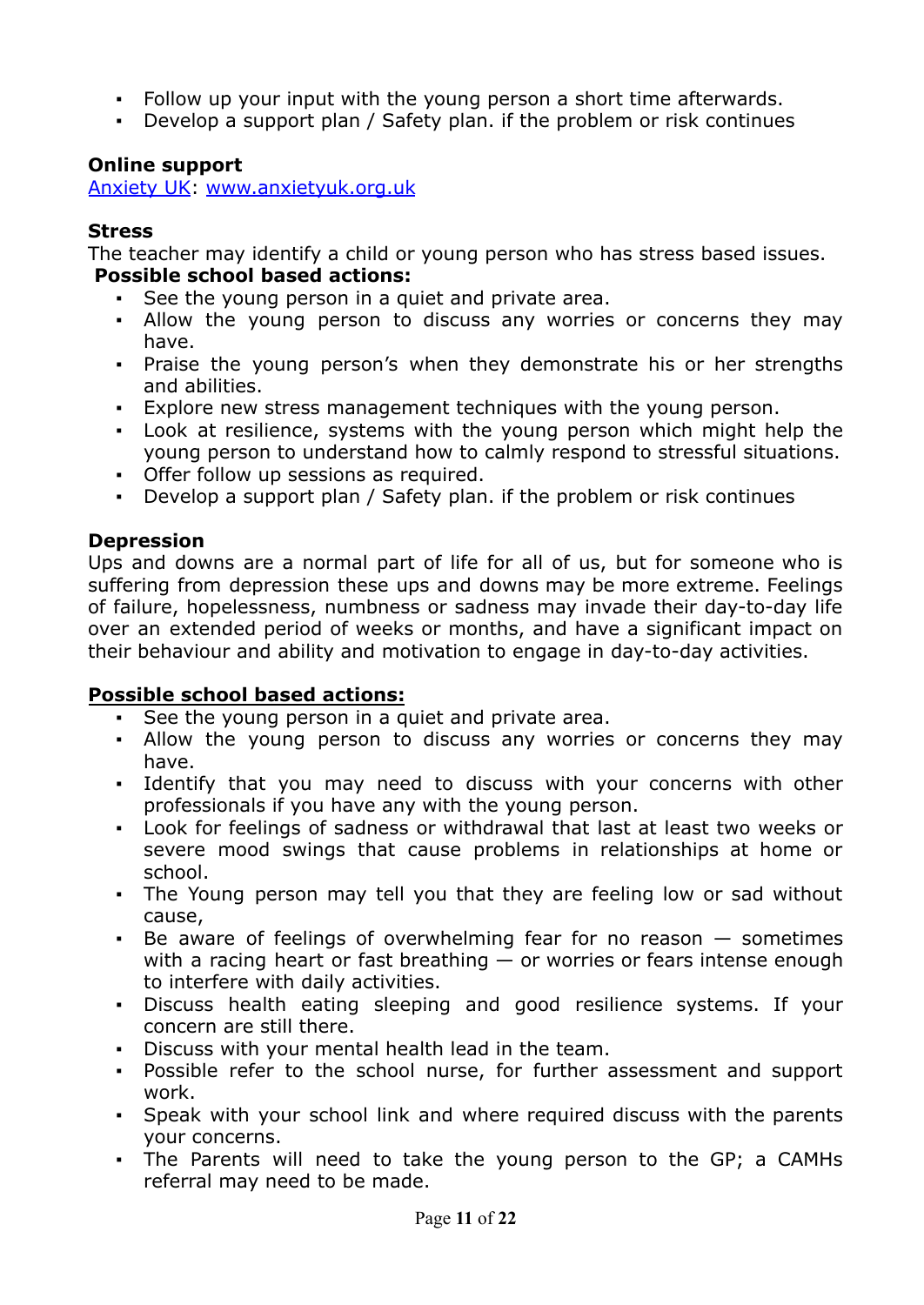- Follow up your input with the young person a short time afterwards.
- Develop a support plan / Safety plan. if the problem or risk continues

**Online support**
[Anxiety UK](http://www.anxietyuk.org.uk): [www.anxietyuk.org.uk](http://www.anxietyuk.org.uk)

**Stress**
The teacher may identify a child or young person who has stress based issues.
**Possible school based actions:**

- See the young person in a quiet and private area.
- Allow the young person to discuss any worries or concerns they may have.
- Praise the young person's when they demonstrate his or her strengths and abilities.
- Explore new stress management techniques with the young person.
- Look at resilience, systems with the young person which might help the young person to understand how to calmly respond to stressful situations.
- Offer follow up sessions as required.
- Develop a support plan / Safety plan. if the problem or risk continues

**Depression**
Ups and downs are a normal part of life for all of us, but for someone who is suffering from depression these ups and downs may be more extreme. Feelings of failure, hopelessness, numbness or sadness may invade their day-to-day life over an extended period of weeks or months, and have a significant impact on their behaviour and ability and motivation to engage in day-to-day activities.

**Possible school based actions:**

- See the young person in a quiet and private area.
- Allow the young person to discuss any worries or concerns they may have.
- Identify that you may need to discuss with your concerns with other professionals if you have any with the young person.
- Look for feelings of sadness or withdrawal that last at least two weeks or severe mood swings that cause problems in relationships at home or school.
- The Young person may tell you that they are feeling low or sad without cause,
- Be aware of feelings of overwhelming fear for no reason — sometimes with a racing heart or fast breathing — or worries or fears intense enough to interfere with daily activities.
- Discuss health eating sleeping and good resilience systems. If your concern are still there.
- Discuss with your mental health lead in the team.
- Possible refer to the school nurse, for further assessment and support work.
- Speak with your school link and where required discuss with the parents your concerns.
- The Parents will need to take the young person to the GP; a CAMHs referral may need to be made.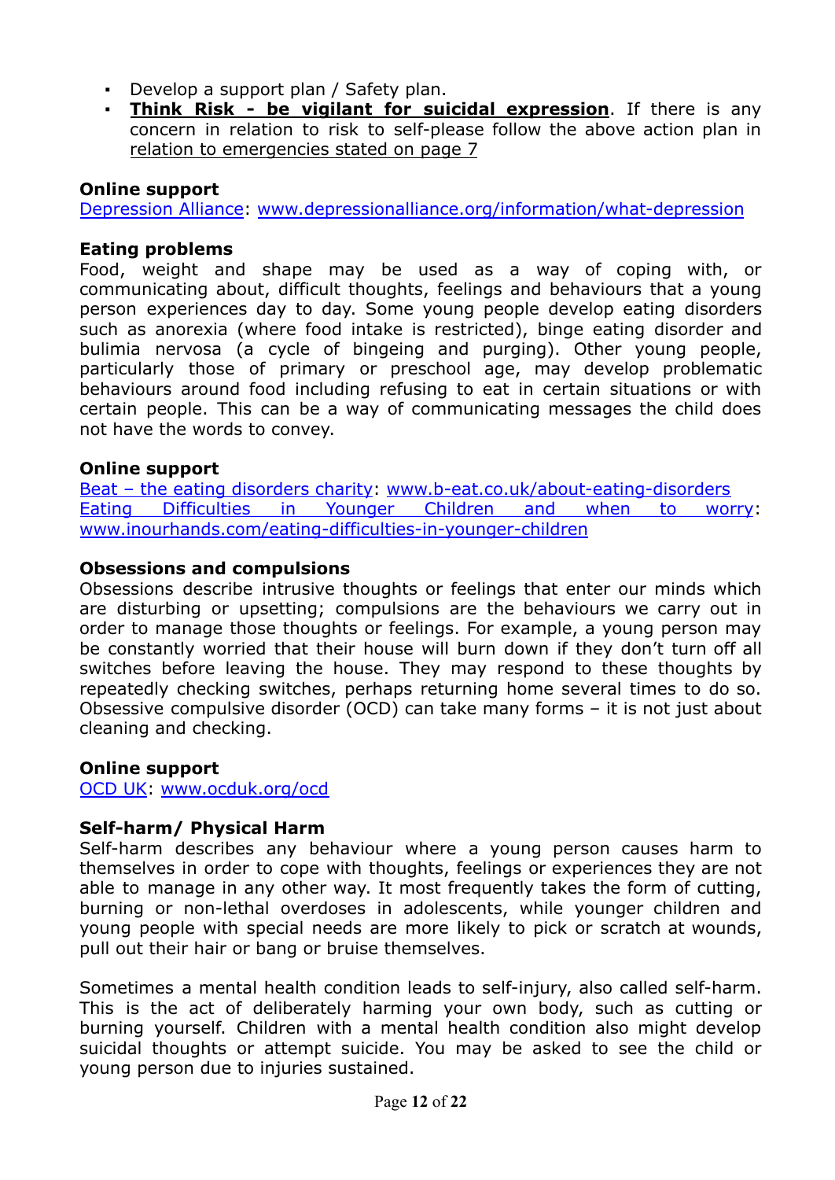- Develop a support plan / Safety plan.
- **Think Risk - be vigilant for suicidal expression**. If there is any concern in relation to risk to self-please follow the above action plan in relation to emergencies stated on page 7

**Online support**

Depression Alliance: www.depressionalliance.org/information/what-depression

**Eating problems**

Food, weight and shape may be used as a way of coping with, or communicating about, difficult thoughts, feelings and behaviours that a young person experiences day to day. Some young people develop eating disorders such as anorexia (where food intake is restricted), binge eating disorder and bulimia nervosa (a cycle of bingeing and purging). Other young people, particularly those of primary or preschool age, may develop problematic behaviours around food including refusing to eat in certain situations or with certain people. This can be a way of communicating messages the child does not have the words to convey.

**Online support**

Beat – the eating disorders charity: www.b-eat.co.uk/about-eating-disorders
Eating Difficulties in Younger Children and when to worry: www.inourhands.com/eating-difficulties-in-younger-children

**Obsessions and compulsions**

Obsessions describe intrusive thoughts or feelings that enter our minds which are disturbing or upsetting; compulsions are the behaviours we carry out in order to manage those thoughts or feelings. For example, a young person may be constantly worried that their house will burn down if they don't turn off all switches before leaving the house. They may respond to these thoughts by repeatedly checking switches, perhaps returning home several times to do so. Obsessive compulsive disorder (OCD) can take many forms – it is not just about cleaning and checking.

**Online support**

OCD UK: www.ocduk.org/ocd

**Self-harm/ Physical Harm**

Self-harm describes any behaviour where a young person causes harm to themselves in order to cope with thoughts, feelings or experiences they are not able to manage in any other way. It most frequently takes the form of cutting, burning or non-lethal overdoses in adolescents, while younger children and young people with special needs are more likely to pick or scratch at wounds, pull out their hair or bang or bruise themselves.

Sometimes a mental health condition leads to self-injury, also called self-harm. This is the act of deliberately harming your own body, such as cutting or burning yourself. Children with a mental health condition also might develop suicidal thoughts or attempt suicide. You may be asked to see the child or young person due to injuries sustained.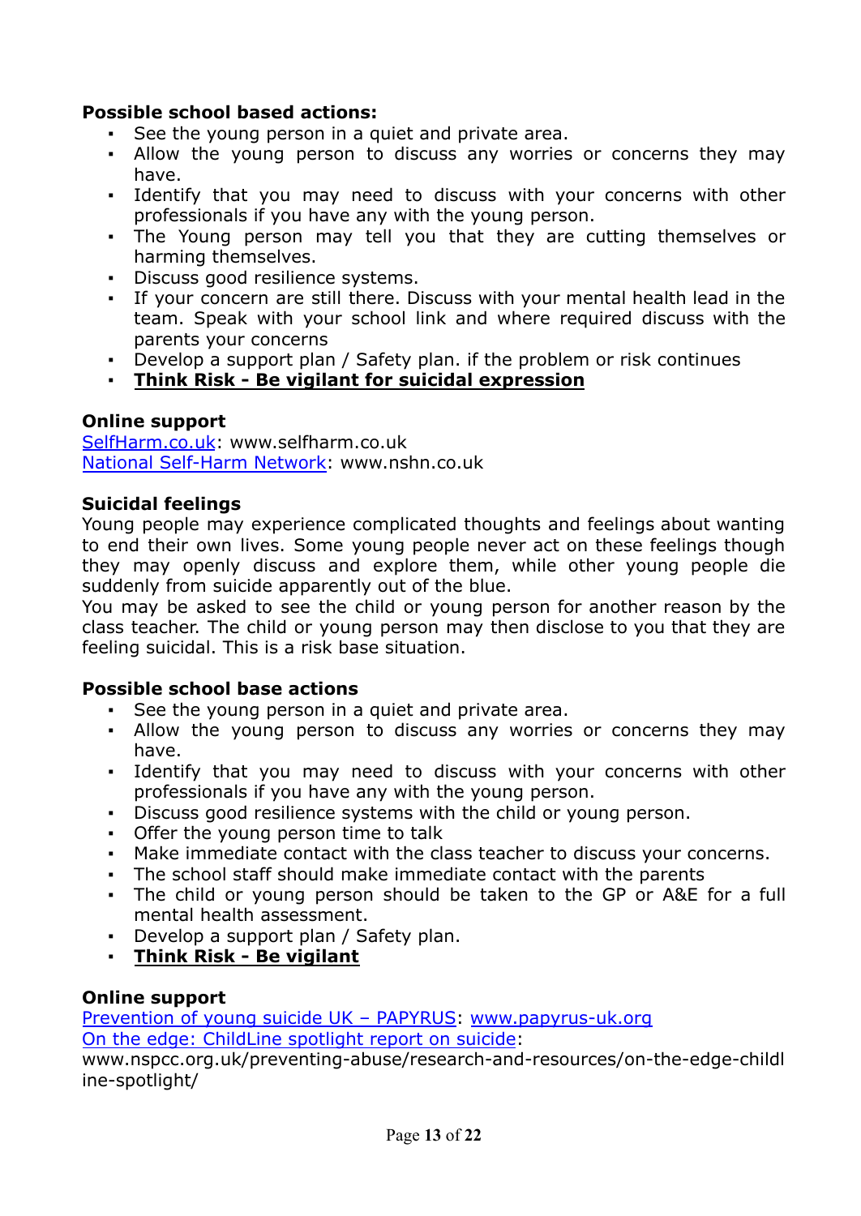**Possible school based actions:**

- See the young person in a quiet and private area.
- Allow the young person to discuss any worries or concerns they may have.
- Identify that you may need to discuss with your concerns with other professionals if you have any with the young person.
- The Young person may tell you that they are cutting themselves or harming themselves.
- Discuss good resilience systems.
- If your concern are still there. Discuss with your mental health lead in the team. Speak with your school link and where required discuss with the parents your concerns
- Develop a support plan / Safety plan. if the problem or risk continues
- **Think Risk - Be vigilant for suicidal expression**

**Online support**

[SelfHarm.co.uk](www.selfharm.co.uk): www.selfharm.co.uk
[National Self-Harm Network](www.nshn.co.uk): www.nshn.co.uk

**Suicidal feelings**

Young people may experience complicated thoughts and feelings about wanting to end their own lives. Some young people never act on these feelings though they may openly discuss and explore them, while other young people die suddenly from suicide apparently out of the blue.
You may be asked to see the child or young person for another reason by the class teacher. The child or young person may then disclose to you that they are feeling suicidal. This is a risk base situation.

**Possible school base actions**

- See the young person in a quiet and private area.
- Allow the young person to discuss any worries or concerns they may have.
- Identify that you may need to discuss with your concerns with other professionals if you have any with the young person.
- Discuss good resilience systems with the child or young person.
- Offer the young person time to talk
- Make immediate contact with the class teacher to discuss your concerns.
- The school staff should make immediate contact with the parents
- The child or young person should be taken to the GP or A&E for a full mental health assessment.
- Develop a support plan / Safety plan.
- **Think Risk - Be vigilant**

**Online support**

[Prevention of young suicide UK – PAPYRUS](www.papyrus-uk.org): [www.papyrus-uk.org](www.papyrus-uk.org)
[On the edge: ChildLine spotlight report on suicide](www.nspcc.org.uk/preventing-abuse/research-and-resources/on-the-edge-childline-spotlight/):
www.nspcc.org.uk/preventing-abuse/research-and-resources/on-the-edge-childline-spotlight/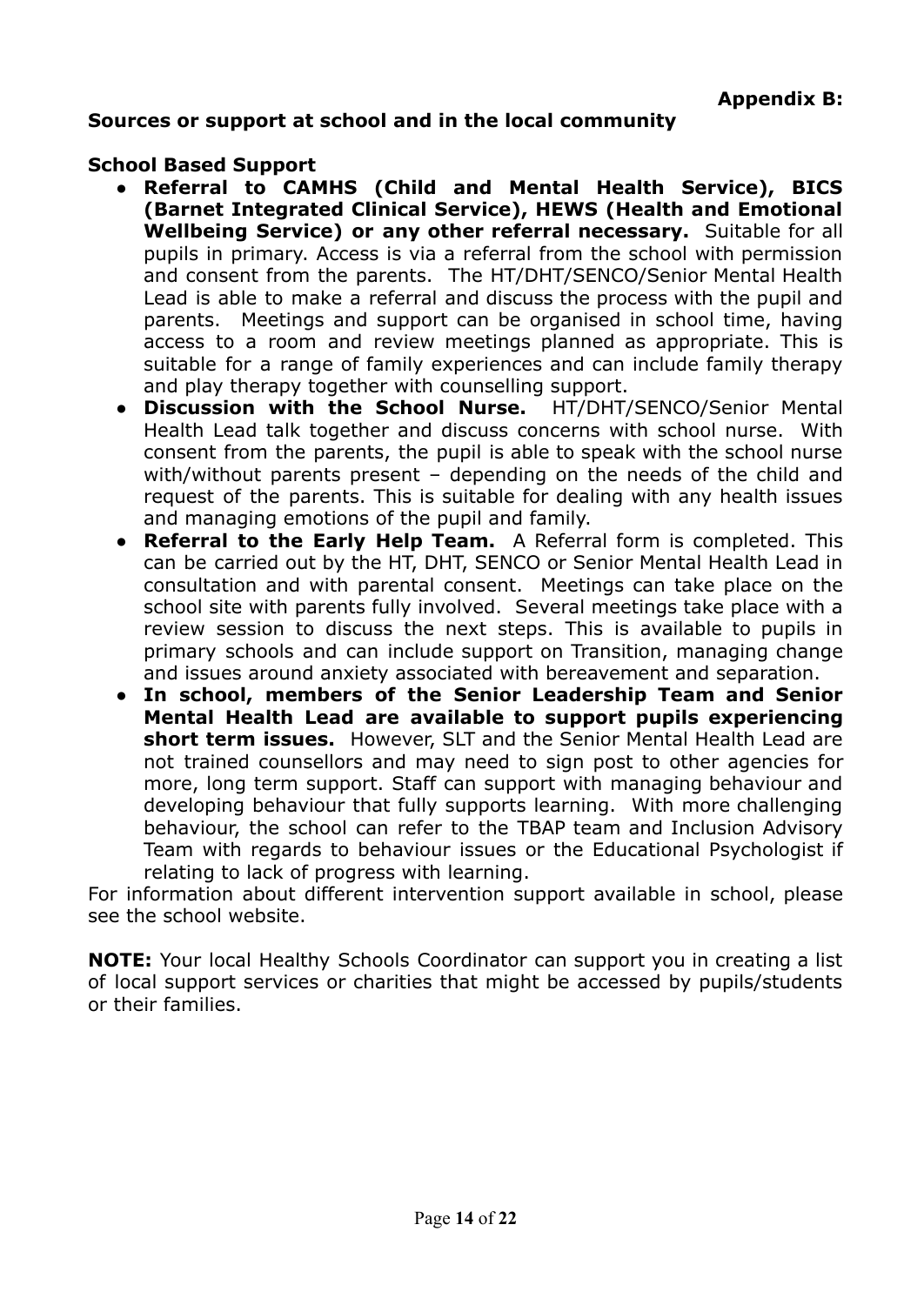**Appendix B:**

## Sources or support at school and in the local community

### School Based Support

- **Referral to CAMHS (Child and Mental Health Service), BICS (Barnet Integrated Clinical Service), HEWS (Health and Emotional Wellbeing Service) or any other referral necessary.** Suitable for all pupils in primary. Access is via a referral from the school with permission and consent from the parents. The HT/DHT/SENCO/Senior Mental Health Lead is able to make a referral and discuss the process with the pupil and parents. Meetings and support can be organised in school time, having access to a room and review meetings planned as appropriate. This is suitable for a range of family experiences and can include family therapy and play therapy together with counselling support.
- **Discussion with the School Nurse.** HT/DHT/SENCO/Senior Mental Health Lead talk together and discuss concerns with school nurse. With consent from the parents, the pupil is able to speak with the school nurse with/without parents present – depending on the needs of the child and request of the parents. This is suitable for dealing with any health issues and managing emotions of the pupil and family.
- **Referral to the Early Help Team.** A Referral form is completed. This can be carried out by the HT, DHT, SENCO or Senior Mental Health Lead in consultation and with parental consent. Meetings can take place on the school site with parents fully involved. Several meetings take place with a review session to discuss the next steps. This is available to pupils in primary schools and can include support on Transition, managing change and issues around anxiety associated with bereavement and separation.
- **In school, members of the Senior Leadership Team and Senior Mental Health Lead are available to support pupils experiencing short term issues.** However, SLT and the Senior Mental Health Lead are not trained counsellors and may need to sign post to other agencies for more, long term support. Staff can support with managing behaviour and developing behaviour that fully supports learning. With more challenging behaviour, the school can refer to the TBAP team and Inclusion Advisory Team with regards to behaviour issues or the Educational Psychologist if relating to lack of progress with learning.

For information about different intervention support available in school, please see the school website.

**NOTE:** Your local Healthy Schools Coordinator can support you in creating a list of local support services or charities that might be accessed by pupils/students or their families.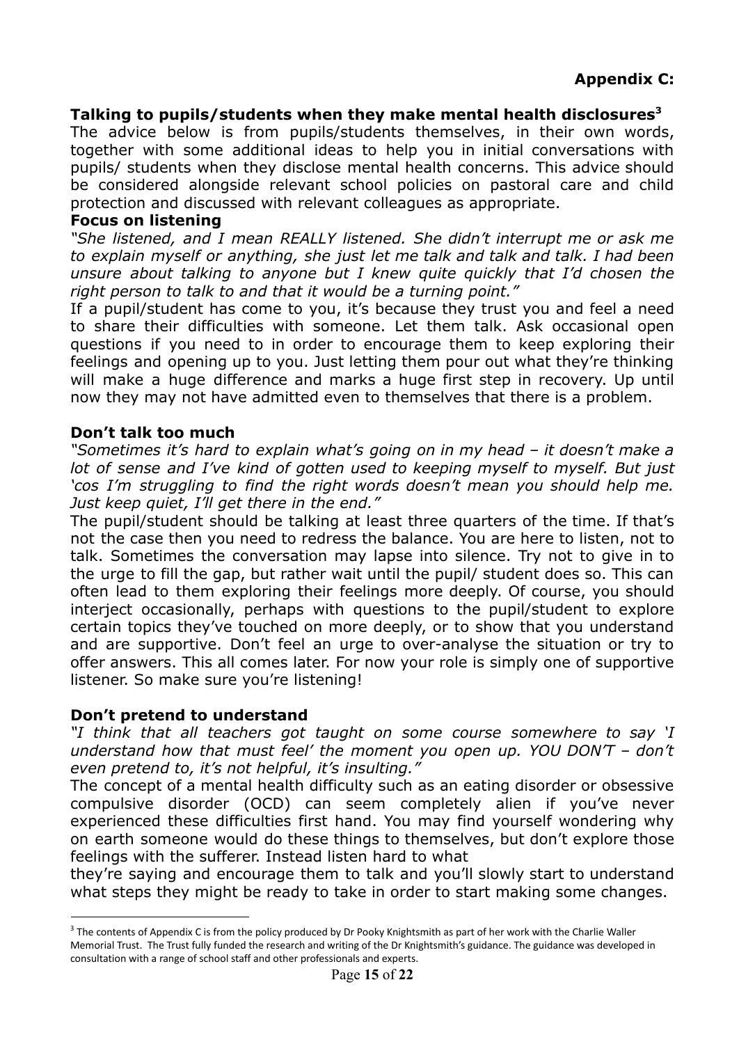**Appendix C:**

## Talking to pupils/students when they make mental health disclosures[3]

The advice below is from pupils/students themselves, in their own words, together with some additional ideas to help you in initial conversations with pupils/ students when they disclose mental health concerns. This advice should be considered alongside relevant school policies on pastoral care and child protection and discussed with relevant colleagues as appropriate.

### Focus on listening

*"She listened, and I mean REALLY listened. She didn't interrupt me or ask me to explain myself or anything, she just let me talk and talk and talk. I had been unsure about talking to anyone but I knew quite quickly that I'd chosen the right person to talk to and that it would be a turning point."*

If a pupil/student has come to you, it's because they trust you and feel a need to share their difficulties with someone. Let them talk. Ask occasional open questions if you need to in order to encourage them to keep exploring their feelings and opening up to you. Just letting them pour out what they're thinking will make a huge difference and marks a huge first step in recovery. Up until now they may not have admitted even to themselves that there is a problem.

### Don't talk too much

*"Sometimes it's hard to explain what's going on in my head – it doesn't make a lot of sense and I've kind of gotten used to keeping myself to myself. But just 'cos I'm struggling to find the right words doesn't mean you should help me. Just keep quiet, I'll get there in the end."*

The pupil/student should be talking at least three quarters of the time. If that's not the case then you need to redress the balance. You are here to listen, not to talk. Sometimes the conversation may lapse into silence. Try not to give in to the urge to fill the gap, but rather wait until the pupil/ student does so. This can often lead to them exploring their feelings more deeply. Of course, you should interject occasionally, perhaps with questions to the pupil/student to explore certain topics they've touched on more deeply, or to show that you understand and are supportive. Don't feel an urge to over-analyse the situation or try to offer answers. This all comes later. For now your role is simply one of supportive listener. So make sure you're listening!

### Don't pretend to understand

*"I think that all teachers got taught on some course somewhere to say 'I understand how that must feel' the moment you open up. YOU DON'T – don't even pretend to, it's not helpful, it's insulting."*

The concept of a mental health difficulty such as an eating disorder or obsessive compulsive disorder (OCD) can seem completely alien if you've never experienced these difficulties first hand. You may find yourself wondering why on earth someone would do these things to themselves, but don't explore those feelings with the sufferer. Instead listen hard to what they're saying and encourage them to talk and you'll slowly start to understand what steps they might be ready to take in order to start making some changes.

---

[3] The contents of Appendix C is from the policy produced by Dr Pooky Knightsmith as part of her work with the Charlie Waller Memorial Trust. The Trust fully funded the research and writing of the Dr Knightsmith's guidance. The guidance was developed in consultation with a range of school staff and other professionals and experts.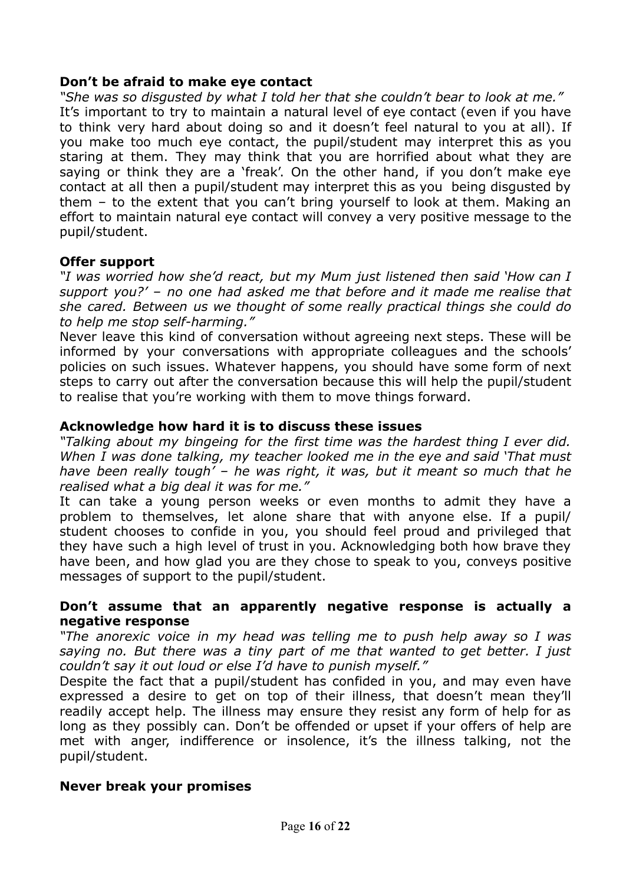### Don’t be afraid to make eye contact

*“She was so disgusted by what I told her that she couldn’t bear to look at me.”*

It’s important to try to maintain a natural level of eye contact (even if you have to think very hard about doing so and it doesn’t feel natural to you at all). If you make too much eye contact, the pupil/student may interpret this as you staring at them. They may think that you are horrified about what they are saying or think they are a ‘freak’. On the other hand, if you don’t make eye contact at all then a pupil/student may interpret this as you being disgusted by them – to the extent that you can’t bring yourself to look at them. Making an effort to maintain natural eye contact will convey a very positive message to the pupil/student.

### Offer support

*“I was worried how she’d react, but my Mum just listened then said ‘How can I support you?’ – no one had asked me that before and it made me realise that she cared. Between us we thought of some really practical things she could do to help me stop self-harming.”*

Never leave this kind of conversation without agreeing next steps. These will be informed by your conversations with appropriate colleagues and the schools’ policies on such issues. Whatever happens, you should have some form of next steps to carry out after the conversation because this will help the pupil/student to realise that you’re working with them to move things forward.

### Acknowledge how hard it is to discuss these issues

*“Talking about my bingeing for the first time was the hardest thing I ever did. When I was done talking, my teacher looked me in the eye and said ‘That must have been really tough’ – he was right, it was, but it meant so much that he realised what a big deal it was for me.”*

It can take a young person weeks or even months to admit they have a problem to themselves, let alone share that with anyone else. If a pupil/student chooses to confide in you, you should feel proud and privileged that they have such a high level of trust in you. Acknowledging both how brave they have been, and how glad you are they chose to speak to you, conveys positive messages of support to the pupil/student.

### Don’t assume that an apparently negative response is actually a negative response

*“The anorexic voice in my head was telling me to push help away so I was saying no. But there was a tiny part of me that wanted to get better. I just couldn’t say it out loud or else I’d have to punish myself.”*

Despite the fact that a pupil/student has confided in you, and may even have expressed a desire to get on top of their illness, that doesn’t mean they’ll readily accept help. The illness may ensure they resist any form of help for as long as they possibly can. Don’t be offended or upset if your offers of help are met with anger, indifference or insolence, it’s the illness talking, not the pupil/student.

### Never break your promises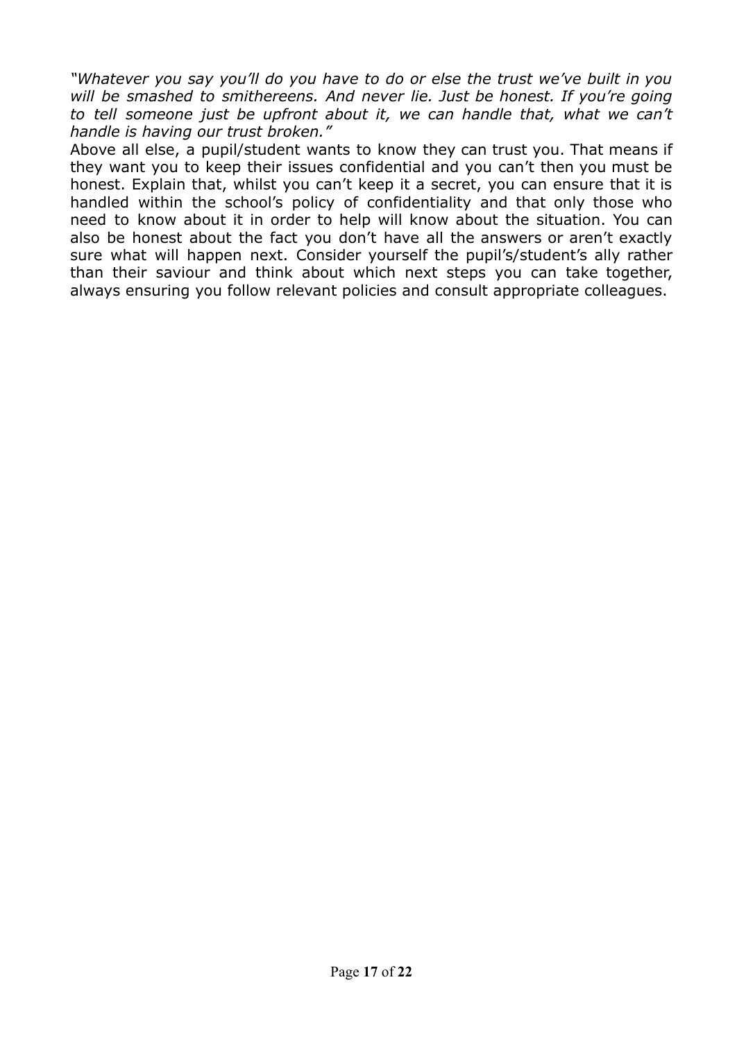*"Whatever you say you'll do you have to do or else the trust we've built in you will be smashed to smithereens. And never lie. Just be honest. If you're going to tell someone just be upfront about it, we can handle that, what we can't handle is having our trust broken."*

Above all else, a pupil/student wants to know they can trust you. That means if they want you to keep their issues confidential and you can't then you must be honest. Explain that, whilst you can't keep it a secret, you can ensure that it is handled within the school's policy of confidentiality and that only those who need to know about it in order to help will know about the situation. You can also be honest about the fact you don't have all the answers or aren't exactly sure what will happen next. Consider yourself the pupil's/student's ally rather than their saviour and think about which next steps you can take together, always ensuring you follow relevant policies and consult appropriate colleagues.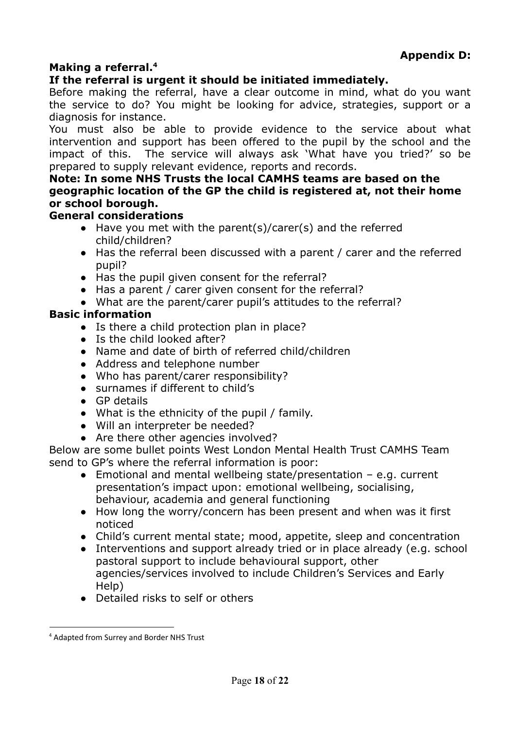**Appendix D:**

**Making a referral.[4]**

**If the referral is urgent it should be initiated immediately.**

Before making the referral, have a clear outcome in mind, what do you want the service to do? You might be looking for advice, strategies, support or a diagnosis for instance.

You must also be able to provide evidence to the service about what intervention and support has been offered to the pupil by the school and the impact of this. The service will always ask 'What have you tried?' so be prepared to supply relevant evidence, reports and records.

**Note: In some NHS Trusts the local CAMHS teams are based on the geographic location of the GP the child is registered at, not their home or school borough.**

**General considerations**

- Have you met with the parent(s)/carer(s) and the referred child/children?
- Has the referral been discussed with a parent / carer and the referred pupil?
- Has the pupil given consent for the referral?
- Has a parent / carer given consent for the referral?
- What are the parent/carer pupil's attitudes to the referral?

**Basic information**

- Is there a child protection plan in place?
- Is the child looked after?
- Name and date of birth of referred child/children
- Address and telephone number
- Who has parent/carer responsibility?
- surnames if different to child's
- GP details
- What is the ethnicity of the pupil / family.
- Will an interpreter be needed?
- Are there other agencies involved?

Below are some bullet points West London Mental Health Trust CAMHS Team send to GP's where the referral information is poor:

- Emotional and mental wellbeing state/presentation – e.g. current presentation's impact upon: emotional wellbeing, socialising, behaviour, academia and general functioning
- How long the worry/concern has been present and when was it first noticed
- Child's current mental state; mood, appetite, sleep and concentration
- Interventions and support already tried or in place already (e.g. school pastoral support to include behavioural support, other agencies/services involved to include Children's Services and Early Help)
- Detailed risks to self or others

[4] Adapted from Surrey and Border NHS Trust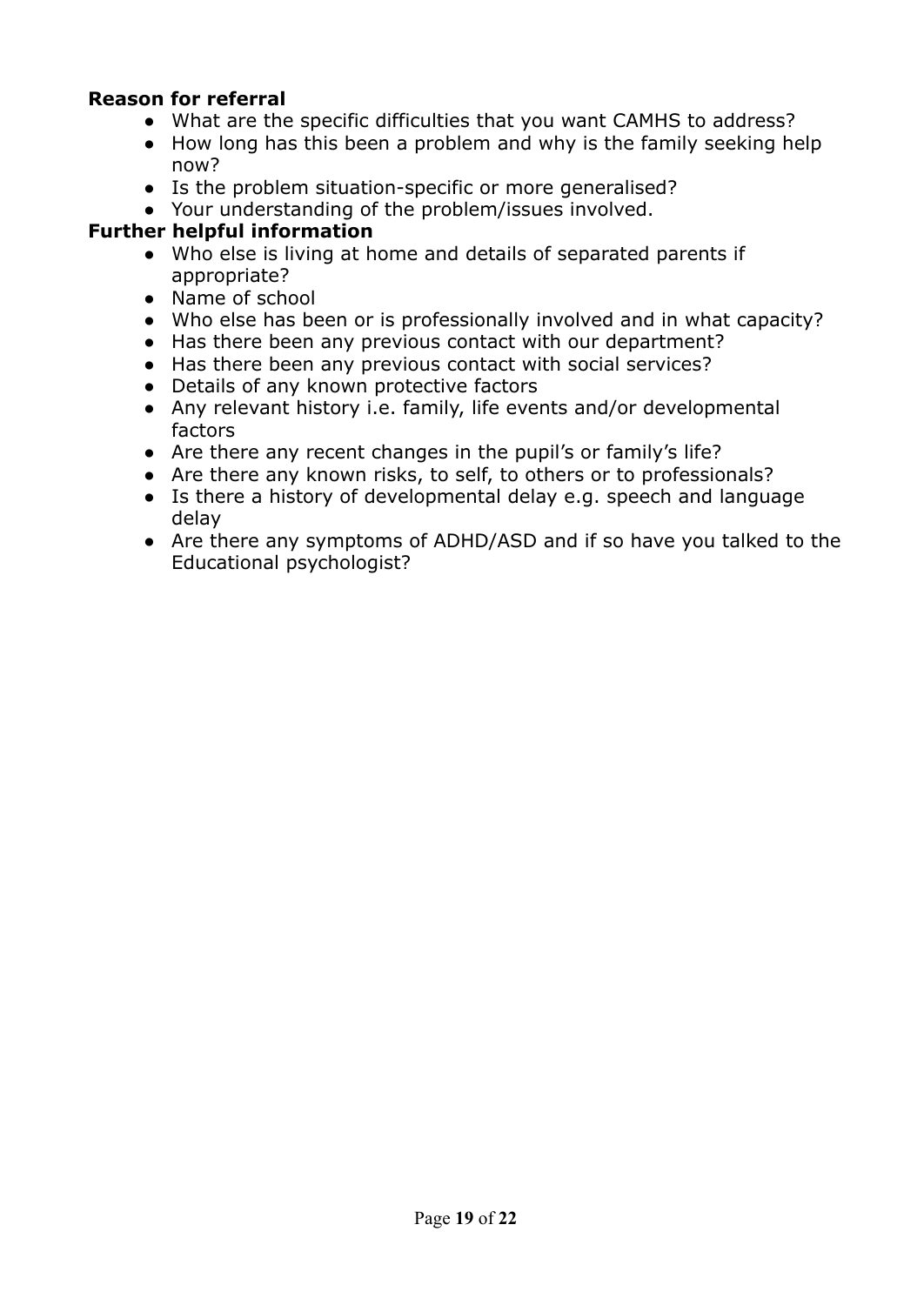**Reason for referral**

- What are the specific difficulties that you want CAMHS to address?
- How long has this been a problem and why is the family seeking help now?
- Is the problem situation-specific or more generalised?
- Your understanding of the problem/issues involved.

**Further helpful information**

- Who else is living at home and details of separated parents if appropriate?
- Name of school
- Who else has been or is professionally involved and in what capacity?
- Has there been any previous contact with our department?
- Has there been any previous contact with social services?
- Details of any known protective factors
- Any relevant history i.e. family, life events and/or developmental factors
- Are there any recent changes in the pupil's or family's life?
- Are there any known risks, to self, to others or to professionals?
- Is there a history of developmental delay e.g. speech and language delay
- Are there any symptoms of ADHD/ASD and if so have you talked to the Educational psychologist?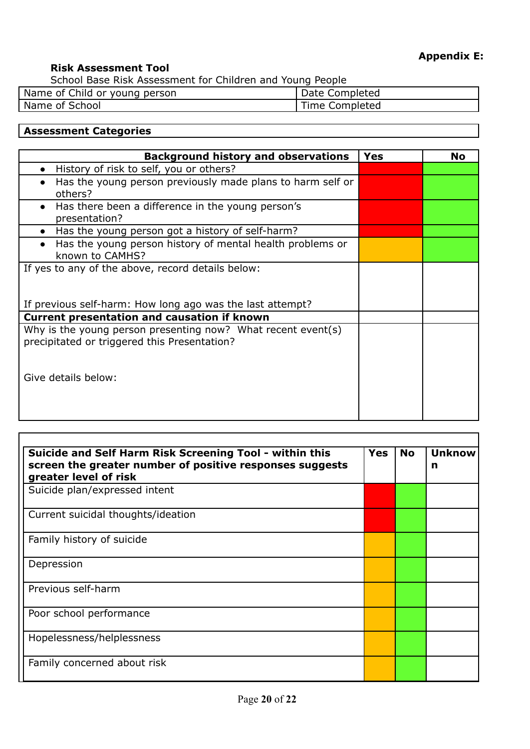**Appendix E:**

**Risk Assessment Tool**

School Base Risk Assessment for Children and Young People

| | |
|---|---|
| Name of Child or young person | Date Completed |
| Name of School | Time Completed |

**Assessment Categories**

| **Background history and observations** | **Yes** | **No** |
|---|---|---|
| • History of risk to self, you or others? | | |
| • Has the young person previously made plans to harm self or others? | | |
| • Has there been a difference in the young person's presentation? | | |
| • Has the young person got a history of self-harm? | | |
| • Has the young person history of mental health problems or known to CAMHS? | | |
| If yes to any of the above, record details below:<br><br>If previous self-harm: How long ago was the last attempt? | | |
| **Current presentation and causation if known** | | |
| Why is the young person presenting now? What recent event(s) precipitated or triggered this Presentation?<br><br>Give details below: | | |

| **Suicide and Self Harm Risk Screening Tool - within this screen the greater number of positive responses suggests greater level of risk** | **Yes** | **No** | **Unknown** |
|---|---|---|---|
| Suicide plan/expressed intent | | | |
| Current suicidal thoughts/ideation | | | |
| Family history of suicide | | | |
| Depression | | | |
| Previous self-harm | | | |
| Poor school performance | | | |
| Hopelessness/helplessness | | | |
| Family concerned about risk | | | |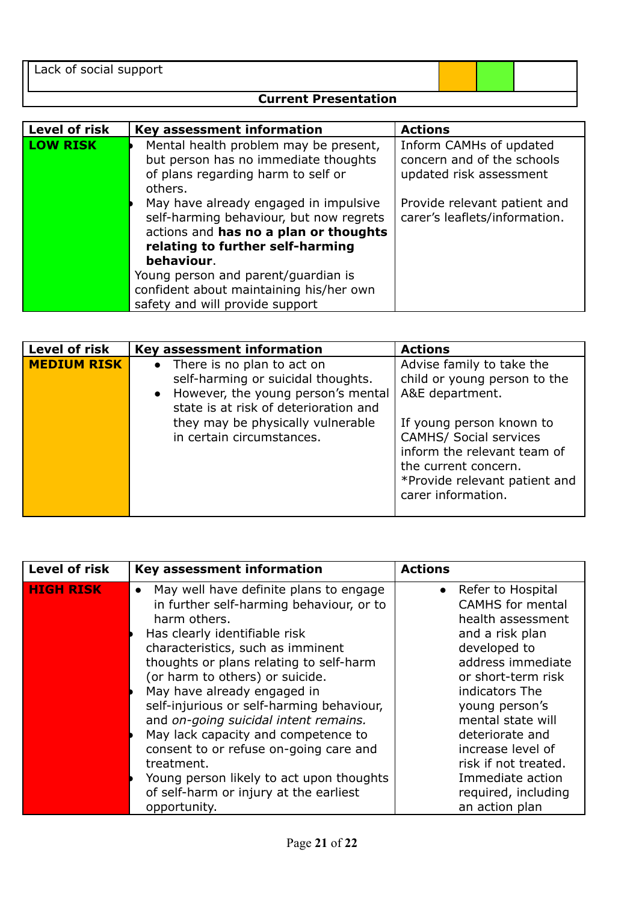| | | | |
|---|---|---|---|
| Lack of social support | | | |

**Current Presentation**

| Level of risk | Key assessment information | Actions |
|---|---|---|
| **LOW RISK** | • Mental health problem may be present, but person has no immediate thoughts of plans regarding harm to self or others.<br>• May have already engaged in impulsive self-harming behaviour, but now regrets actions and **has no a plan or thoughts relating to further self-harming behaviour**.<br>Young person and parent/guardian is confident about maintaining his/her own safety and will provide support | Inform CAMHs of updated concern and of the schools updated risk assessment<br><br>Provide relevant patient and carer's leaflets/information. |

| Level of risk | Key assessment information | Actions |
|---|---|---|
| **MEDIUM RISK** | • There is no plan to act on self-harming or suicidal thoughts.<br>• However, the young person's mental state is at risk of deterioration and they may be physically vulnerable in certain circumstances. | Advise family to take the child or young person to the A&E department.<br><br>If young person known to CAMHS/ Social services inform the relevant team of the current concern.<br>*Provide relevant patient and carer information. |

| Level of risk | Key assessment information | Actions |
|---|---|---|
| **HIGH RISK** | • May well have definite plans to engage in further self-harming behaviour, or to harm others.<br>• Has clearly identifiable risk characteristics, such as imminent thoughts or plans relating to self-harm (or harm to others) or suicide.<br>• May have already engaged in self-injurious or self-harming behaviour, and *on-going suicidal intent remains.*<br>• May lack capacity and competence to consent to or refuse on-going care and treatment.<br>• Young person likely to act upon thoughts of self-harm or injury at the earliest opportunity. | • Refer to Hospital CAMHS for mental health assessment and a risk plan developed to address immediate or short-term risk indicators The young person's mental state will deteriorate and increase level of risk if not treated. Immediate action required, including an action plan |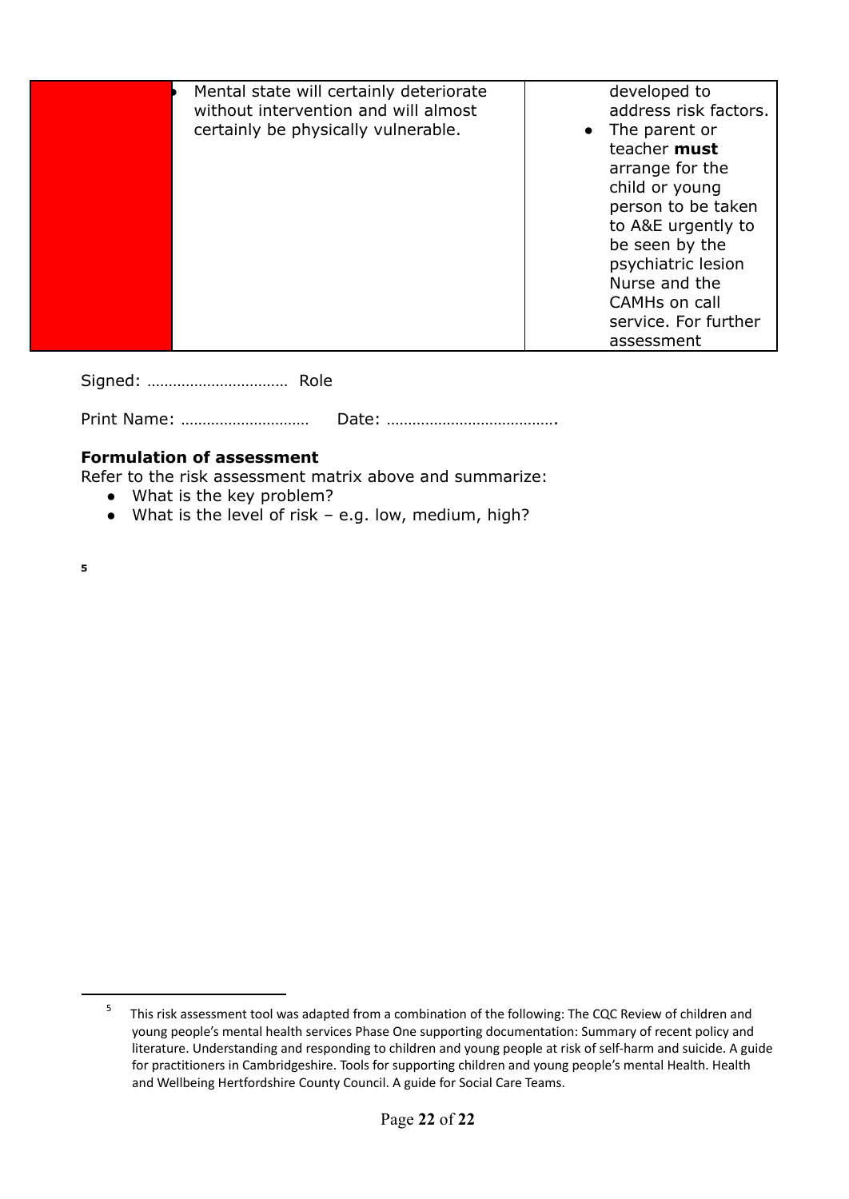| | | |
|---|---|---|
| | • Mental state will certainly deteriorate without intervention and will almost certainly be physically vulnerable. | developed to address risk factors.<br>• The parent or teacher **must** arrange for the child or young person to be taken to A&E urgently to be seen by the psychiatric lesion Nurse and the CAMHs on call service. For further assessment |

Signed: …………………………… Role

Print Name: ………………………… Date: ………………………………….

**Formulation of assessment**

Refer to the risk assessment matrix above and summarize:

- What is the key problem?
- What is the level of risk – e.g. low, medium, high?

[5]

---

[5] This risk assessment tool was adapted from a combination of the following: The CQC Review of children and young people's mental health services Phase One supporting documentation: Summary of recent policy and literature. Understanding and responding to children and young people at risk of self-harm and suicide. A guide for practitioners in Cambridgeshire. Tools for supporting children and young people's mental Health. Health and Wellbeing Hertfordshire County Council. A guide for Social Care Teams.